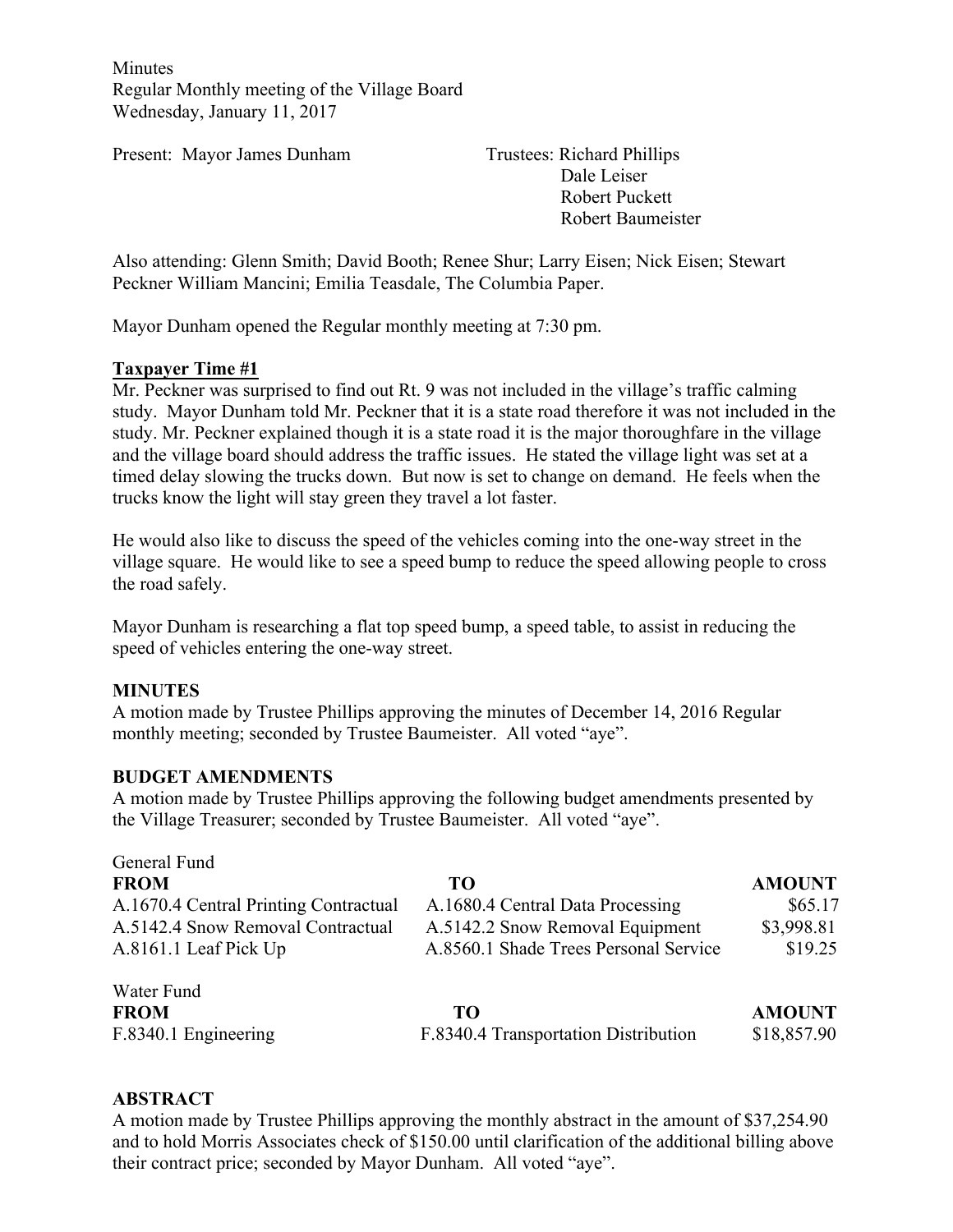Minutes
Regular Monthly meeting of the Village Board
Wednesday, January 11, 2017

Present: Mayor James Dunham

Trustees: Richard Phillips
Dale Leiser
Robert Puckett
Robert Baumeister

Also attending: Glenn Smith; David Booth; Renee Shur; Larry Eisen; Nick Eisen; Stewart Peckner William Mancini; Emilia Teasdale, The Columbia Paper.

Mayor Dunham opened the Regular monthly meeting at 7:30 pm.

## Taxpayer Time #1

Mr. Peckner was surprised to find out Rt. 9 was not included in the village's traffic calming study. Mayor Dunham told Mr. Peckner that it is a state road therefore it was not included in the study. Mr. Peckner explained though it is a state road it is the major thoroughfare in the village and the village board should address the traffic issues. He stated the village light was set at a timed delay slowing the trucks down. But now is set to change on demand. He feels when the trucks know the light will stay green they travel a lot faster.

He would also like to discuss the speed of the vehicles coming into the one-way street in the village square. He would like to see a speed bump to reduce the speed allowing people to cross the road safely.

Mayor Dunham is researching a flat top speed bump, a speed table, to assist in reducing the speed of vehicles entering the one-way street.

## MINUTES

A motion made by Trustee Phillips approving the minutes of December 14, 2016 Regular monthly meeting; seconded by Trustee Baumeister. All voted "aye".

## BUDGET AMENDMENTS

A motion made by Trustee Phillips approving the following budget amendments presented by the Village Treasurer; seconded by Trustee Baumeister. All voted "aye".

General Fund

| FROM | TO | AMOUNT |
|---|---|---|
| A.1670.4 Central Printing Contractual | A.1680.4 Central Data Processing | $65.17 |
| A.5142.4 Snow Removal Contractual | A.5142.2 Snow Removal Equipment | $3,998.81 |
| A.8161.1 Leaf Pick Up | A.8560.1 Shade Trees Personal Service | $19.25 |

Water Fund

| FROM | TO | AMOUNT |
|---|---|---|
| F.8340.1 Engineering | F.8340.4 Transportation Distribution | $18,857.90 |

## ABSTRACT

A motion made by Trustee Phillips approving the monthly abstract in the amount of $37,254.90 and to hold Morris Associates check of $150.00 until clarification of the additional billing above their contract price; seconded by Mayor Dunham. All voted "aye".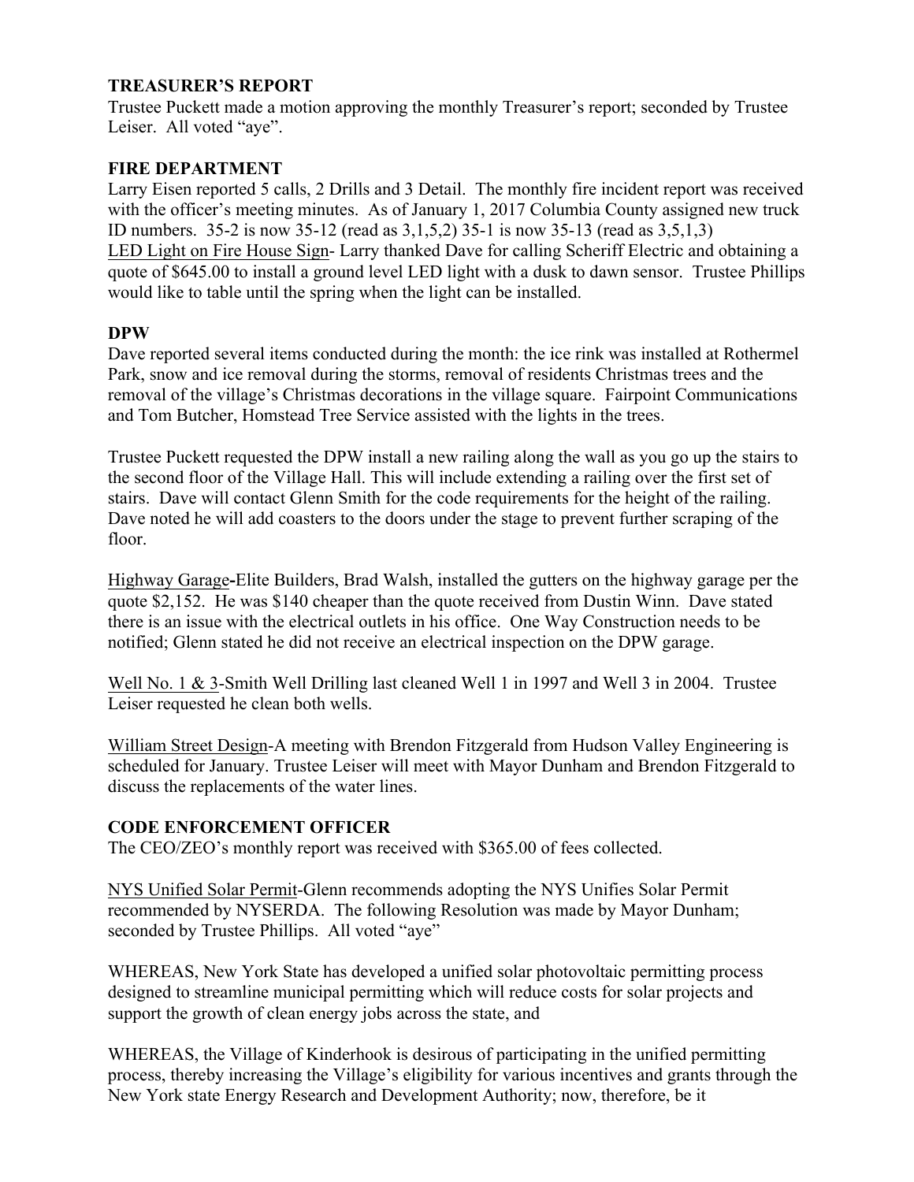**TREASURER'S REPORT**

Trustee Puckett made a motion approving the monthly Treasurer's report; seconded by Trustee Leiser. All voted "aye".

**FIRE DEPARTMENT**

Larry Eisen reported 5 calls, 2 Drills and 3 Detail. The monthly fire incident report was received with the officer's meeting minutes. As of January 1, 2017 Columbia County assigned new truck ID numbers. 35-2 is now 35-12 (read as 3,1,5,2) 35-1 is now 35-13 (read as 3,5,1,3)

LED Light on Fire House Sign- Larry thanked Dave for calling Scheriff Electric and obtaining a quote of $645.00 to install a ground level LED light with a dusk to dawn sensor. Trustee Phillips would like to table until the spring when the light can be installed.

**DPW**

Dave reported several items conducted during the month: the ice rink was installed at Rothermel Park, snow and ice removal during the storms, removal of residents Christmas trees and the removal of the village's Christmas decorations in the village square. Fairpoint Communications and Tom Butcher, Homstead Tree Service assisted with the lights in the trees.

Trustee Puckett requested the DPW install a new railing along the wall as you go up the stairs to the second floor of the Village Hall. This will include extending a railing over the first set of stairs. Dave will contact Glenn Smith for the code requirements for the height of the railing. Dave noted he will add coasters to the doors under the stage to prevent further scraping of the floor.

Highway Garage-Elite Builders, Brad Walsh, installed the gutters on the highway garage per the quote $2,152. He was $140 cheaper than the quote received from Dustin Winn. Dave stated there is an issue with the electrical outlets in his office. One Way Construction needs to be notified; Glenn stated he did not receive an electrical inspection on the DPW garage.

Well No. 1 & 3-Smith Well Drilling last cleaned Well 1 in 1997 and Well 3 in 2004. Trustee Leiser requested he clean both wells.

William Street Design-A meeting with Brendon Fitzgerald from Hudson Valley Engineering is scheduled for January. Trustee Leiser will meet with Mayor Dunham and Brendon Fitzgerald to discuss the replacements of the water lines.

**CODE ENFORCEMENT OFFICER**

The CEO/ZEO's monthly report was received with $365.00 of fees collected.

NYS Unified Solar Permit-Glenn recommends adopting the NYS Unifies Solar Permit recommended by NYSERDA. The following Resolution was made by Mayor Dunham; seconded by Trustee Phillips. All voted "aye"

WHEREAS, New York State has developed a unified solar photovoltaic permitting process designed to streamline municipal permitting which will reduce costs for solar projects and support the growth of clean energy jobs across the state, and

WHEREAS, the Village of Kinderhook is desirous of participating in the unified permitting process, thereby increasing the Village's eligibility for various incentives and grants through the New York state Energy Research and Development Authority; now, therefore, be it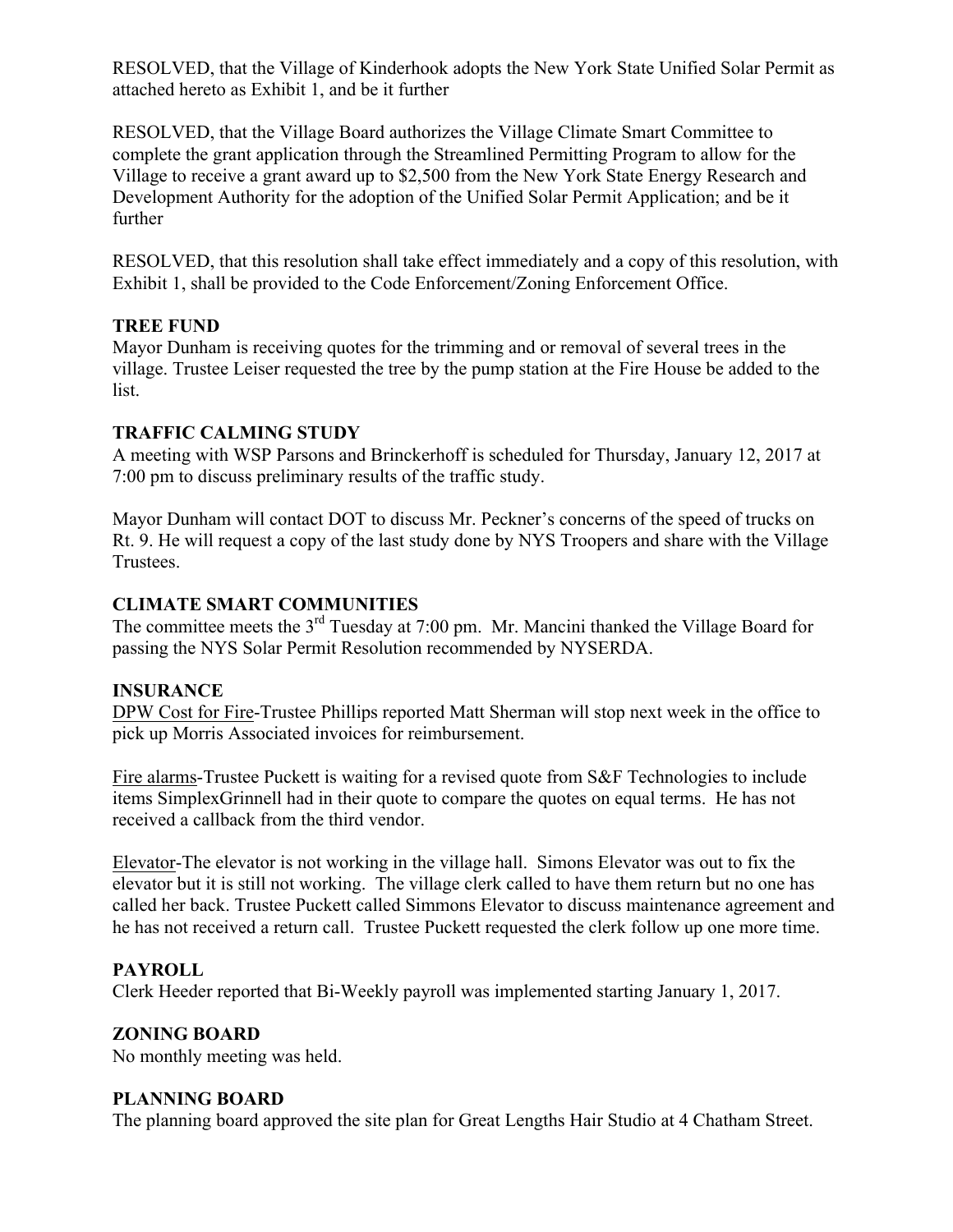RESOLVED, that the Village of Kinderhook adopts the New York State Unified Solar Permit as attached hereto as Exhibit 1, and be it further

RESOLVED, that the Village Board authorizes the Village Climate Smart Committee to complete the grant application through the Streamlined Permitting Program to allow for the Village to receive a grant award up to $2,500 from the New York State Energy Research and Development Authority for the adoption of the Unified Solar Permit Application; and be it further

RESOLVED, that this resolution shall take effect immediately and a copy of this resolution, with Exhibit 1, shall be provided to the Code Enforcement/Zoning Enforcement Office.

**TREE FUND**

Mayor Dunham is receiving quotes for the trimming and or removal of several trees in the village. Trustee Leiser requested the tree by the pump station at the Fire House be added to the list.

**TRAFFIC CALMING STUDY**

A meeting with WSP Parsons and Brinckerhoff is scheduled for Thursday, January 12, 2017 at 7:00 pm to discuss preliminary results of the traffic study.

Mayor Dunham will contact DOT to discuss Mr. Peckner's concerns of the speed of trucks on Rt. 9. He will request a copy of the last study done by NYS Troopers and share with the Village Trustees.

**CLIMATE SMART COMMUNITIES**

The committee meets the 3rd Tuesday at 7:00 pm. Mr. Mancini thanked the Village Board for passing the NYS Solar Permit Resolution recommended by NYSERDA.

**INSURANCE**

DPW Cost for Fire-Trustee Phillips reported Matt Sherman will stop next week in the office to pick up Morris Associated invoices for reimbursement.

Fire alarms-Trustee Puckett is waiting for a revised quote from S&F Technologies to include items SimplexGrinnell had in their quote to compare the quotes on equal terms. He has not received a callback from the third vendor.

Elevator-The elevator is not working in the village hall. Simons Elevator was out to fix the elevator but it is still not working. The village clerk called to have them return but no one has called her back. Trustee Puckett called Simmons Elevator to discuss maintenance agreement and he has not received a return call. Trustee Puckett requested the clerk follow up one more time.

**PAYROLL**

Clerk Heeder reported that Bi-Weekly payroll was implemented starting January 1, 2017.

**ZONING BOARD**

No monthly meeting was held.

**PLANNING BOARD**

The planning board approved the site plan for Great Lengths Hair Studio at 4 Chatham Street.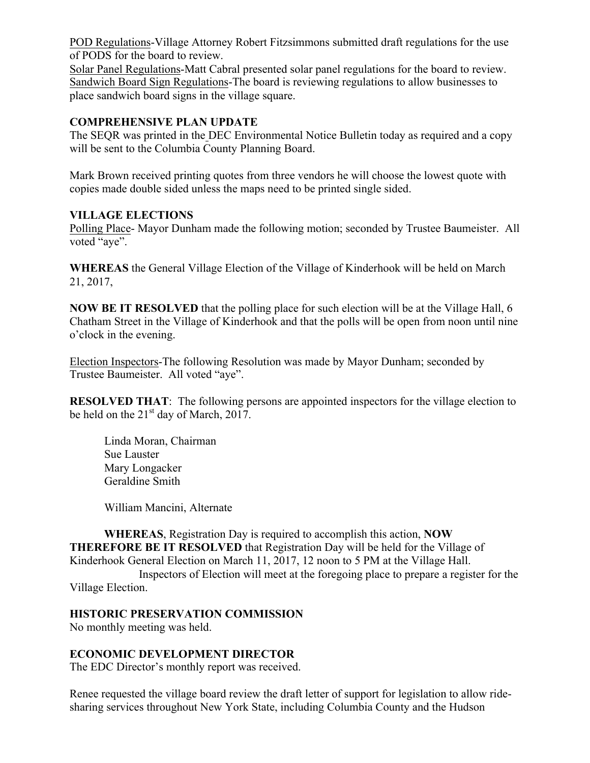<u>POD Regulations</u>-Village Attorney Robert Fitzsimmons submitted draft regulations for the use of PODS for the board to review.
<u>Solar Panel Regulations</u>-Matt Cabral presented solar panel regulations for the board to review.
<u>Sandwich Board Sign Regulations</u>-The board is reviewing regulations to allow businesses to place sandwich board signs in the village square.

**COMPREHENSIVE PLAN UPDATE**
The SEQR was printed in the DEC Environmental Notice Bulletin today as required and a copy will be sent to the Columbia County Planning Board.

Mark Brown received printing quotes from three vendors he will choose the lowest quote with copies made double sided unless the maps need to be printed single sided.

**VILLAGE ELECTIONS**
<u>Polling Place</u>- Mayor Dunham made the following motion; seconded by Trustee Baumeister. All voted "aye".

**WHEREAS** the General Village Election of the Village of Kinderhook will be held on March 21, 2017,

**NOW BE IT RESOLVED** that the polling place for such election will be at the Village Hall, 6 Chatham Street in the Village of Kinderhook and that the polls will be open from noon until nine o'clock in the evening.

<u>Election Inspectors</u>-The following Resolution was made by Mayor Dunham; seconded by Trustee Baumeister. All voted "aye".

**RESOLVED THAT**: The following persons are appointed inspectors for the village election to be held on the 21st day of March, 2017.

Linda Moran, Chairman
Sue Lauster
Mary Longacker
Geraldine Smith

William Mancini, Alternate

**WHEREAS**, Registration Day is required to accomplish this action, **NOW THEREFORE BE IT RESOLVED** that Registration Day will be held for the Village of Kinderhook General Election on March 11, 2017, 12 noon to 5 PM at the Village Hall.
Inspectors of Election will meet at the foregoing place to prepare a register for the Village Election.

**HISTORIC PRESERVATION COMMISSION**
No monthly meeting was held.

**ECONOMIC DEVELOPMENT DIRECTOR**
The EDC Director's monthly report was received.

Renee requested the village board review the draft letter of support for legislation to allow ride-sharing services throughout New York State, including Columbia County and the Hudson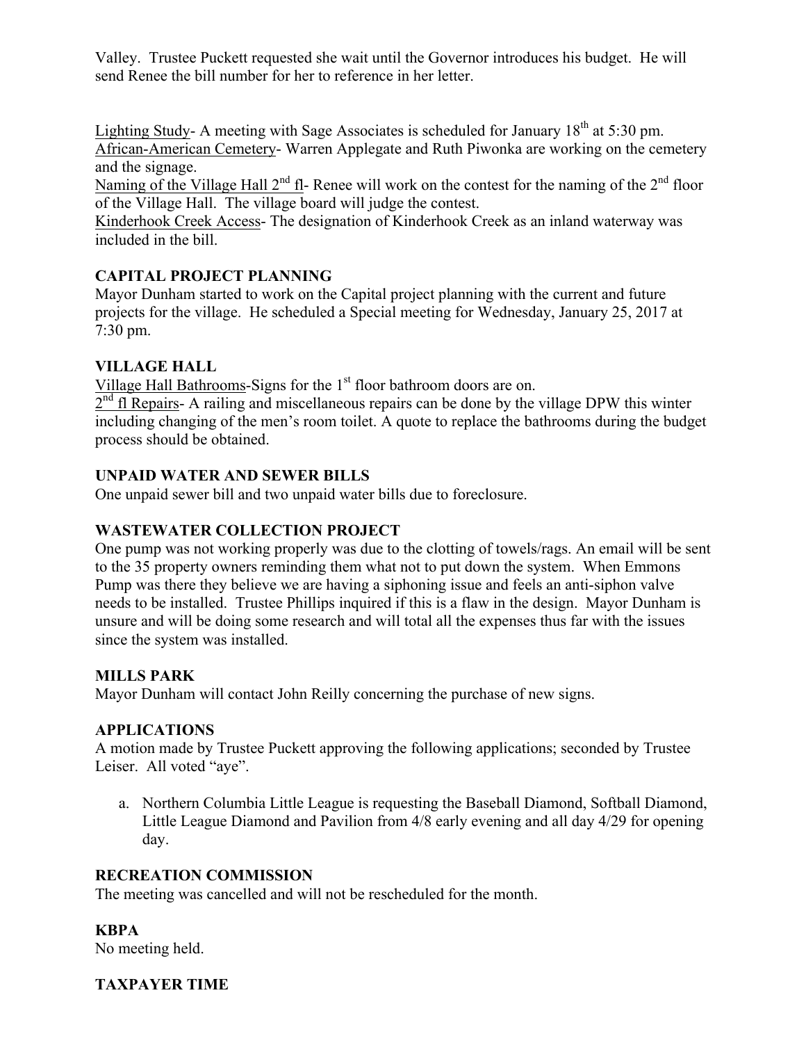Valley. Trustee Puckett requested she wait until the Governor introduces his budget. He will send Renee the bill number for her to reference in her letter.

Lighting Study- A meeting with Sage Associates is scheduled for January 18th at 5:30 pm.
African-American Cemetery- Warren Applegate and Ruth Piwonka are working on the cemetery and the signage.
Naming of the Village Hall 2nd fl- Renee will work on the contest for the naming of the 2nd floor of the Village Hall. The village board will judge the contest.
Kinderhook Creek Access- The designation of Kinderhook Creek as an inland waterway was included in the bill.

**CAPITAL PROJECT PLANNING**

Mayor Dunham started to work on the Capital project planning with the current and future projects for the village. He scheduled a Special meeting for Wednesday, January 25, 2017 at 7:30 pm.

**VILLAGE HALL**

Village Hall Bathrooms-Signs for the 1st floor bathroom doors are on.
2nd fl Repairs- A railing and miscellaneous repairs can be done by the village DPW this winter including changing of the men's room toilet. A quote to replace the bathrooms during the budget process should be obtained.

**UNPAID WATER AND SEWER BILLS**

One unpaid sewer bill and two unpaid water bills due to foreclosure.

**WASTEWATER COLLECTION PROJECT**

One pump was not working properly was due to the clotting of towels/rags. An email will be sent to the 35 property owners reminding them what not to put down the system. When Emmons Pump was there they believe we are having a siphoning issue and feels an anti-siphon valve needs to be installed. Trustee Phillips inquired if this is a flaw in the design. Mayor Dunham is unsure and will be doing some research and will total all the expenses thus far with the issues since the system was installed.

**MILLS PARK**

Mayor Dunham will contact John Reilly concerning the purchase of new signs.

**APPLICATIONS**

A motion made by Trustee Puckett approving the following applications; seconded by Trustee Leiser. All voted "aye".

a. Northern Columbia Little League is requesting the Baseball Diamond, Softball Diamond, Little League Diamond and Pavilion from 4/8 early evening and all day 4/29 for opening day.

**RECREATION COMMISSION**

The meeting was cancelled and will not be rescheduled for the month.

**KBPA**

No meeting held.

**TAXPAYER TIME**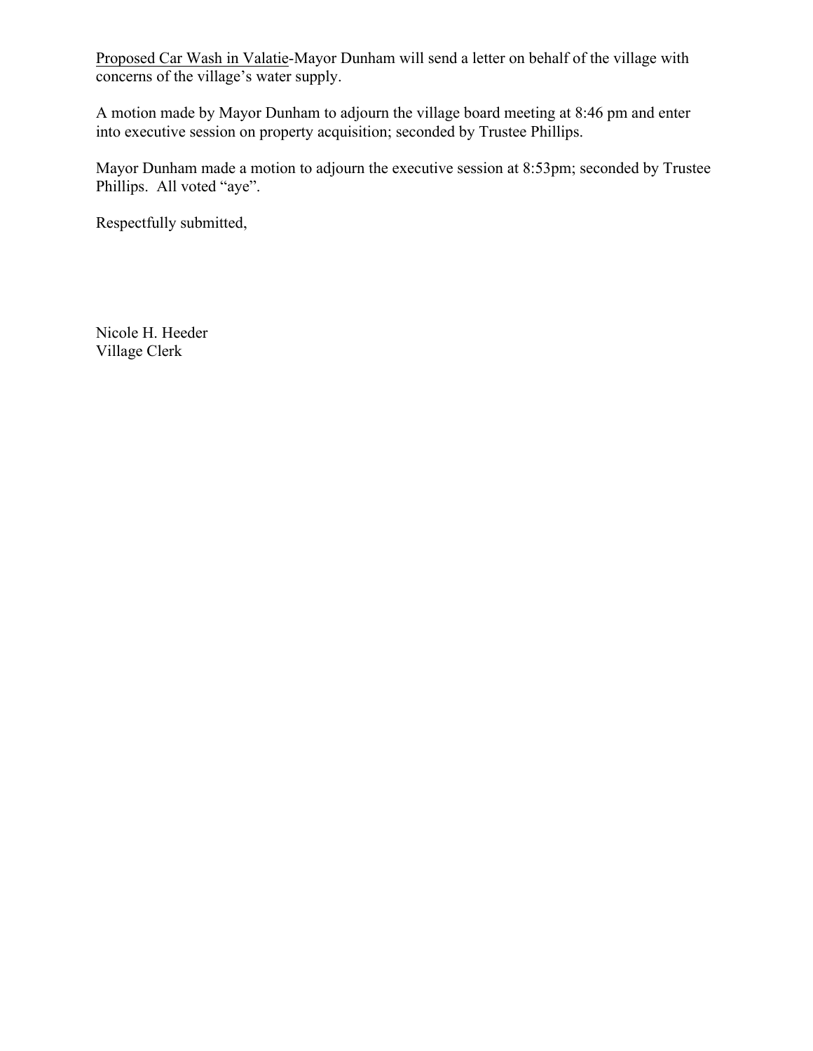<u>Proposed Car Wash in Valatie</u>-Mayor Dunham will send a letter on behalf of the village with concerns of the village's water supply.

A motion made by Mayor Dunham to adjourn the village board meeting at 8:46 pm and enter into executive session on property acquisition; seconded by Trustee Phillips.

Mayor Dunham made a motion to adjourn the executive session at 8:53pm; seconded by Trustee Phillips. All voted "aye".

Respectfully submitted,

Nicole H. Heeder
Village Clerk